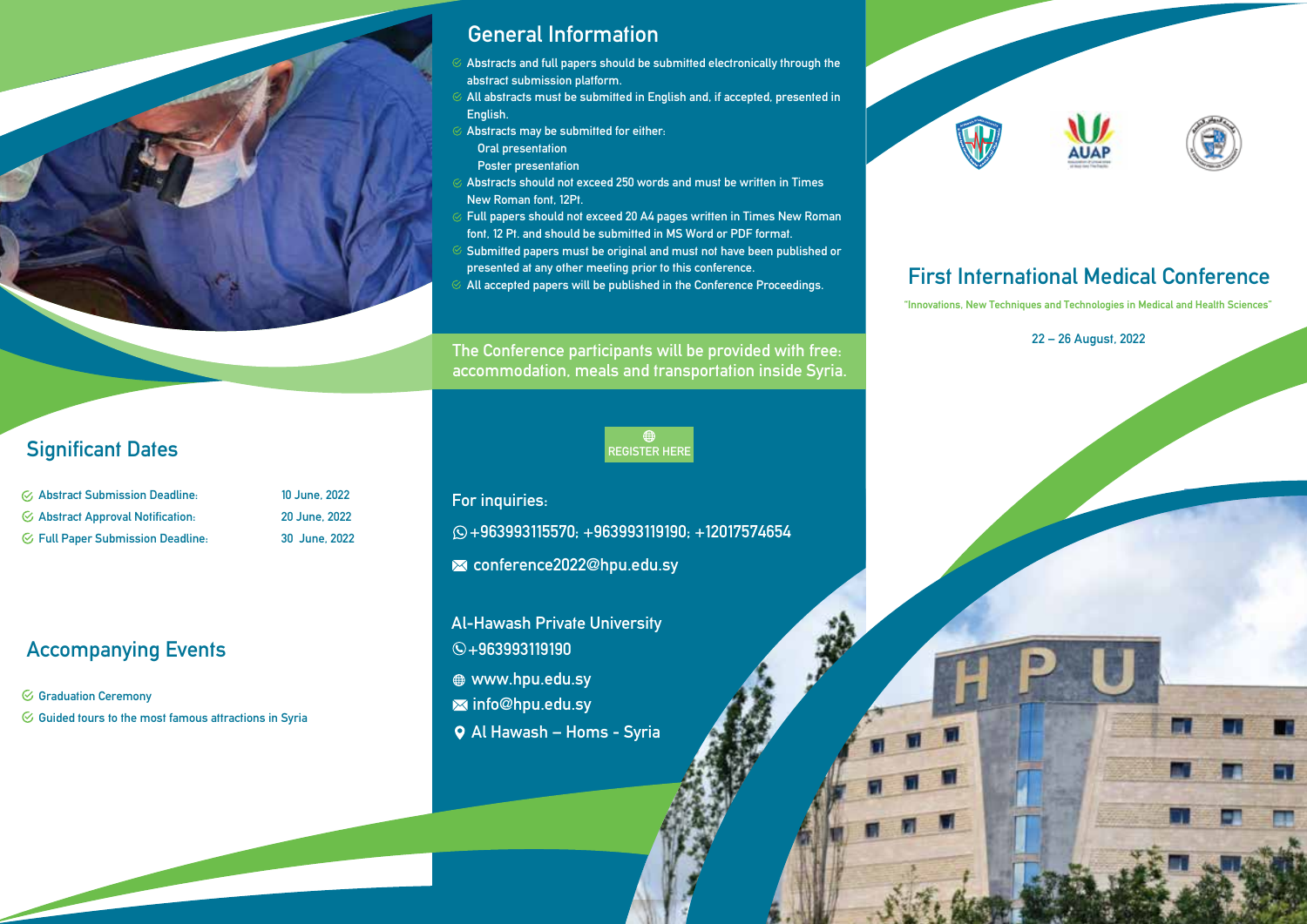## Significant Dates

| | |
|---|---|
| Abstract Submission Deadline: | 10 June, 2022 |
| Abstract Approval Notification: | 20 June, 2022 |
| Full Paper Submission Deadline: | 30 June, 2022 |

## Accompanying Events

- Graduation Ceremony
- Guided tours to the most famous attractions in Syria

## General Information

- Abstracts and full papers should be submitted electronically through the abstract submission platform.
- All abstracts must be submitted in English and, if accepted, presented in English.
- Abstracts may be submitted for either:
  - Oral presentation
  - Poster presentation
- Abstracts should not exceed 250 words and must be written in Times New Roman font, 12Pt.
- Full papers should not exceed 20 A4 pages written in Times New Roman font, 12 Pt. and should be submitted in MS Word or PDF format.
- Submitted papers must be original and must not have been published or presented at any other meeting prior to this conference.
- All accepted papers will be published in the Conference Proceedings.

**The Conference participants will be provided with free: accommodation, meals and transportation inside Syria.**

REGISTER HERE

### For inquiries:

+963993115570; +963993119190; +12017574654

conference2022@hpu.edu.sy

### Al-Hawash Private University

+963993119190

www.hpu.edu.sy

info@hpu.edu.sy

Al Hawash – Homs - Syria

# First International Medical Conference

"Innovations, New Techniques and Technologies in Medical and Health Sciences"

22 – 26 August, 2022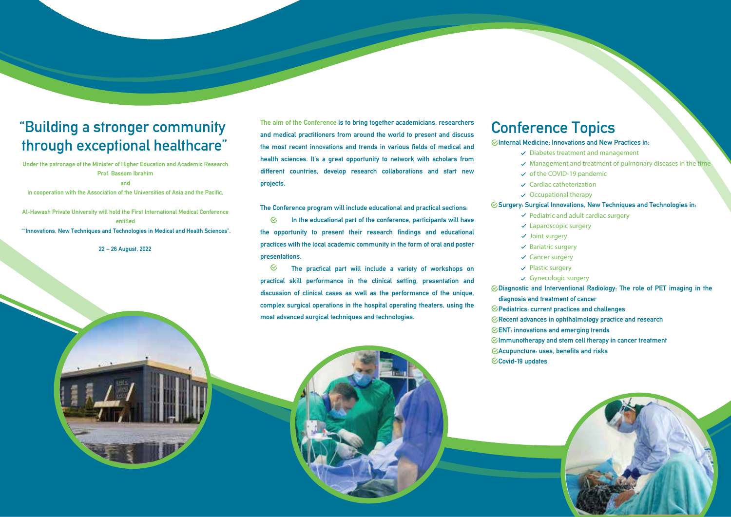# "Building a stronger community through exceptional healthcare"

Under the patronage of the Minister of Higher Education and Academic Research
Prof. Bassam Ibrahim
and
in cooperation with the Association of the Universities of Asia and the Pacific,

Al-Hawash Private University will hold the First International Medical Conference entitled
""Innovations, New Techniques and Technologies in Medical and Health Sciences".

22 – 26 August, 2022

The aim of the Conference is to bring together academicians, researchers and medical practitioners from around the world to present and discuss the most recent innovations and trends in various fields of medical and health sciences. It's a great opportunity to network with scholars from different countries, develop research collaborations and start new projects.

The Conference program will include educational and practical sections:

- In the educational part of the conference, participants will have the opportunity to present their research findings and educational practices with the local academic community in the form of oral and poster presentations.
- The practical part will include a variety of workshops on practical skill performance in the clinical setting, presentation and discussion of clinical cases as well as the performance of the unique, complex surgical operations in the hospital operating theaters, using the most advanced surgical techniques and technologies.

## Conference Topics

- **Internal Medicine: Innovations and New Practices in:**
  - Diabetes treatment and management
  - Management and treatment of pulmonary diseases in the time
  - of the COVID-19 pandemic
  - Cardiac catheterization
  - Occupational therapy
- **Surgery: Surgical Innovations, New Techniques and Technologies in:**
  - Pediatric and adult cardiac surgery
  - Laparoscopic surgery
  - Joint surgery
  - Bariatric surgery
  - Cancer surgery
  - Plastic surgery
  - Gynecologic surgery
- **Diagnostic and Interventional Radiology: The role of PET imaging in the diagnosis and treatment of cancer**
- **Pediatrics: current practices and challenges**
- **Recent advances in ophthalmology practice and research**
- **ENT: innovations and emerging trends**
- **Immunotherapy and stem cell therapy in cancer treatment**
- **Acupuncture: uses, benefits and risks**
- **Covid-19 updates**